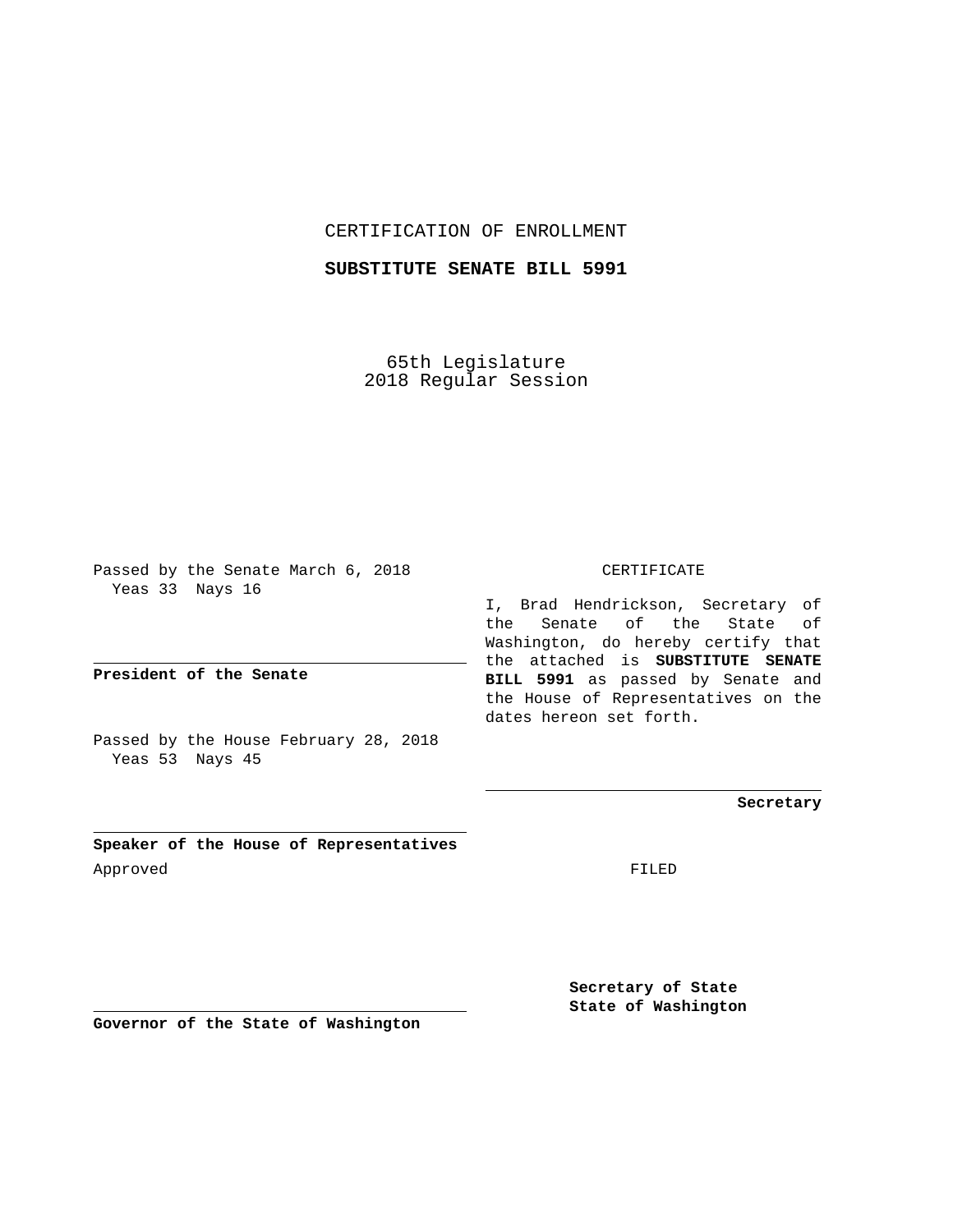CERTIFICATION OF ENROLLMENT

**SUBSTITUTE SENATE BILL 5991**

65th Legislature
2018 Regular Session

Passed by the Senate March 6, 2018
Yeas 33 Nays 16

**President of the Senate**

Passed by the House February 28, 2018
Yeas 53 Nays 45

**Speaker of the House of Representatives**

Approved

**Governor of the State of Washington**

CERTIFICATE

I, Brad Hendrickson, Secretary of the Senate of the State of Washington, do hereby certify that the attached is **SUBSTITUTE SENATE BILL 5991** as passed by Senate and the House of Representatives on the dates hereon set forth.

**Secretary**

FILED

**Secretary of State**
**State of Washington**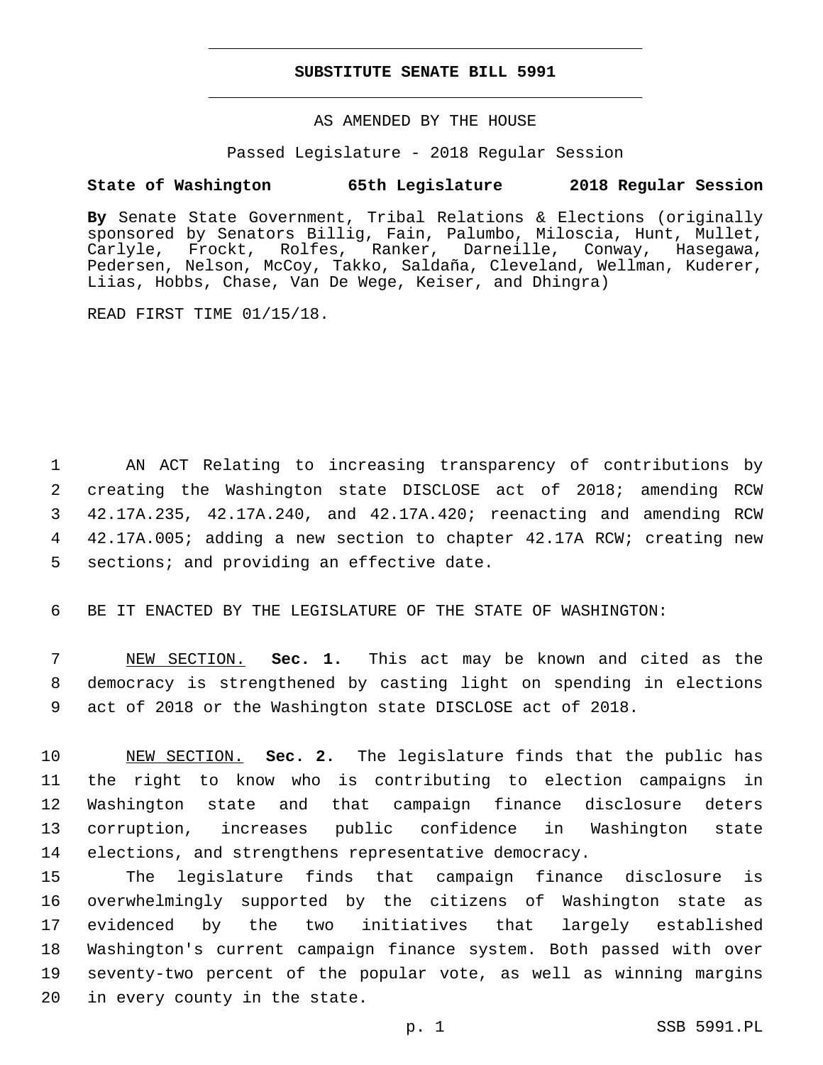# SUBSTITUTE SENATE BILL 5991

AS AMENDED BY THE HOUSE

Passed Legislature - 2018 Regular Session

**State of Washington 65th Legislature 2018 Regular Session**

**By** Senate State Government, Tribal Relations & Elections (originally sponsored by Senators Billig, Fain, Palumbo, Miloscia, Hunt, Mullet, Carlyle, Frockt, Rolfes, Ranker, Darneille, Conway, Hasegawa, Pedersen, Nelson, McCoy, Takko, Saldaña, Cleveland, Wellman, Kuderer, Liias, Hobbs, Chase, Van De Wege, Keiser, and Dhingra)

READ FIRST TIME 01/15/18.

1 AN ACT Relating to increasing transparency of contributions by
2 creating the Washington state DISCLOSE act of 2018; amending RCW
3 42.17A.235, 42.17A.240, and 42.17A.420; reenacting and amending RCW
4 42.17A.005; adding a new section to chapter 42.17A RCW; creating new
5 sections; and providing an effective date.

6 BE IT ENACTED BY THE LEGISLATURE OF THE STATE OF WASHINGTON:

7 NEW SECTION. **Sec. 1.** This act may be known and cited as the
8 democracy is strengthened by casting light on spending in elections
9 act of 2018 or the Washington state DISCLOSE act of 2018.

10 NEW SECTION. **Sec. 2.** The legislature finds that the public has
11 the right to know who is contributing to election campaigns in
12 Washington state and that campaign finance disclosure deters
13 corruption, increases public confidence in Washington state
14 elections, and strengthens representative democracy.

15 The legislature finds that campaign finance disclosure is
16 overwhelmingly supported by the citizens of Washington state as
17 evidenced by the two initiatives that largely established
18 Washington's current campaign finance system. Both passed with over
19 seventy-two percent of the popular vote, as well as winning margins
20 in every county in the state.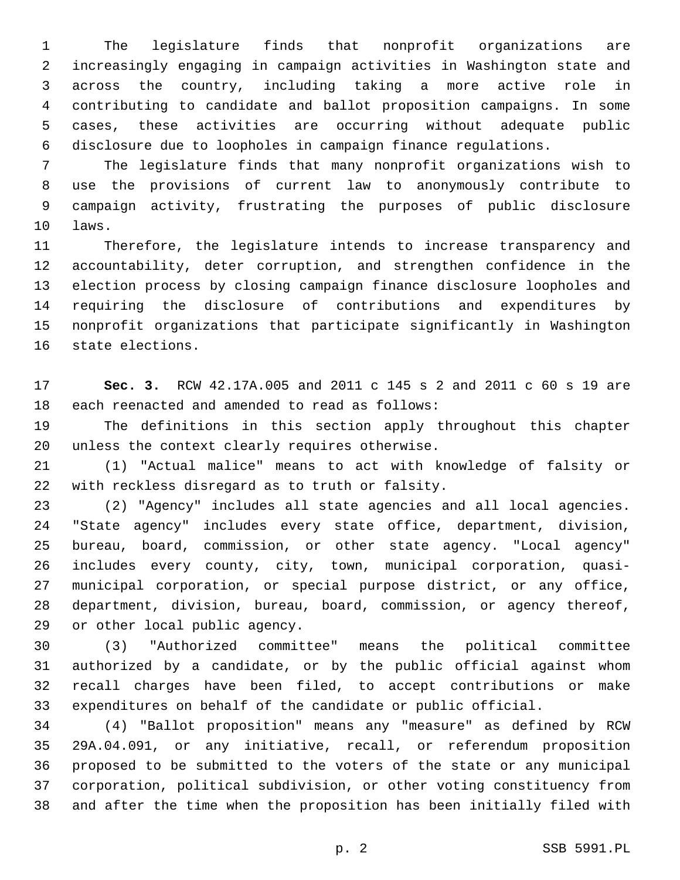The legislature finds that nonprofit organizations are increasingly engaging in campaign activities in Washington state and across the country, including taking a more active role in contributing to candidate and ballot proposition campaigns. In some cases, these activities are occurring without adequate public disclosure due to loopholes in campaign finance regulations.

The legislature finds that many nonprofit organizations wish to use the provisions of current law to anonymously contribute to campaign activity, frustrating the purposes of public disclosure laws.

Therefore, the legislature intends to increase transparency and accountability, deter corruption, and strengthen confidence in the election process by closing campaign finance disclosure loopholes and requiring the disclosure of contributions and expenditures by nonprofit organizations that participate significantly in Washington state elections.

**Sec. 3.** RCW 42.17A.005 and 2011 c 145 s 2 and 2011 c 60 s 19 are each reenacted and amended to read as follows:

The definitions in this section apply throughout this chapter unless the context clearly requires otherwise.

(1) "Actual malice" means to act with knowledge of falsity or with reckless disregard as to truth or falsity.

(2) "Agency" includes all state agencies and all local agencies. "State agency" includes every state office, department, division, bureau, board, commission, or other state agency. "Local agency" includes every county, city, town, municipal corporation, quasi-municipal corporation, or special purpose district, or any office, department, division, bureau, board, commission, or agency thereof, or other local public agency.

(3) "Authorized committee" means the political committee authorized by a candidate, or by the public official against whom recall charges have been filed, to accept contributions or make expenditures on behalf of the candidate or public official.

(4) "Ballot proposition" means any "measure" as defined by RCW 29A.04.091, or any initiative, recall, or referendum proposition proposed to be submitted to the voters of the state or any municipal corporation, political subdivision, or other voting constituency from and after the time when the proposition has been initially filed with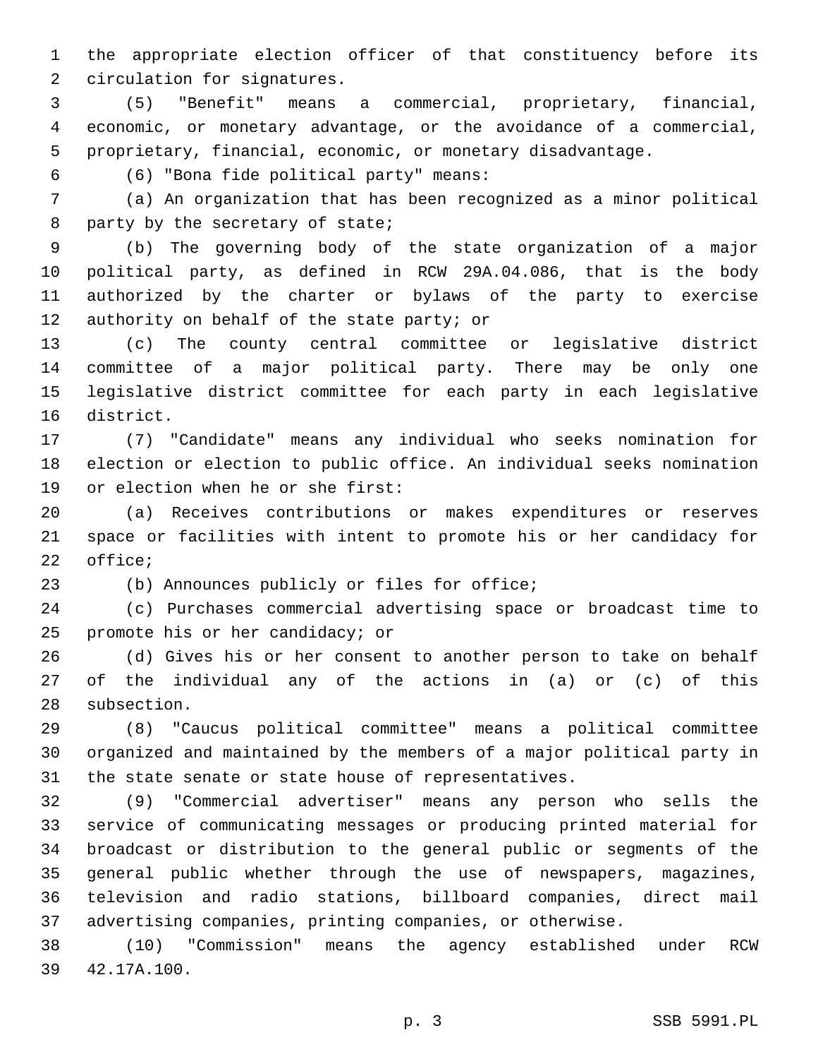the appropriate election officer of that constituency before its circulation for signatures.

(5) "Benefit" means a commercial, proprietary, financial, economic, or monetary advantage, or the avoidance of a commercial, proprietary, financial, economic, or monetary disadvantage.

(6) "Bona fide political party" means:

(a) An organization that has been recognized as a minor political party by the secretary of state;

(b) The governing body of the state organization of a major political party, as defined in RCW 29A.04.086, that is the body authorized by the charter or bylaws of the party to exercise authority on behalf of the state party; or

(c) The county central committee or legislative district committee of a major political party. There may be only one legislative district committee for each party in each legislative district.

(7) "Candidate" means any individual who seeks nomination for election or election to public office. An individual seeks nomination or election when he or she first:

(a) Receives contributions or makes expenditures or reserves space or facilities with intent to promote his or her candidacy for office;

(b) Announces publicly or files for office;

(c) Purchases commercial advertising space or broadcast time to promote his or her candidacy; or

(d) Gives his or her consent to another person to take on behalf of the individual any of the actions in (a) or (c) of this subsection.

(8) "Caucus political committee" means a political committee organized and maintained by the members of a major political party in the state senate or state house of representatives.

(9) "Commercial advertiser" means any person who sells the service of communicating messages or producing printed material for broadcast or distribution to the general public or segments of the general public whether through the use of newspapers, magazines, television and radio stations, billboard companies, direct mail advertising companies, printing companies, or otherwise.

(10) "Commission" means the agency established under RCW 42.17A.100.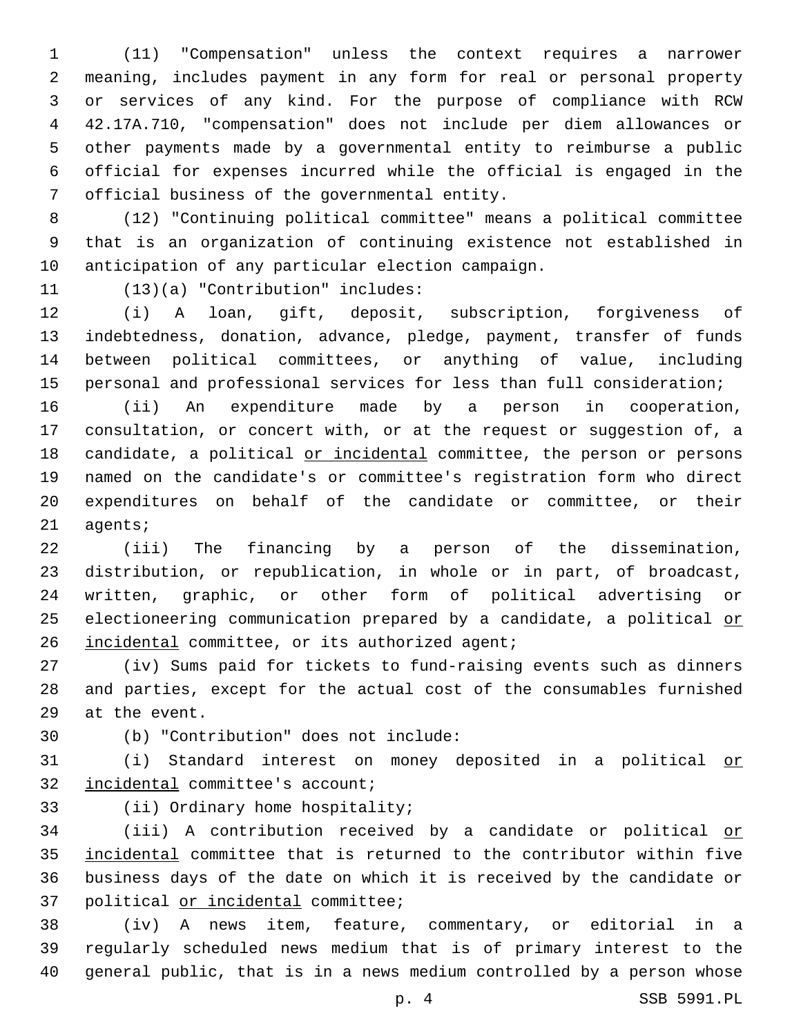(11) "Compensation" unless the context requires a narrower meaning, includes payment in any form for real or personal property or services of any kind. For the purpose of compliance with RCW 42.17A.710, "compensation" does not include per diem allowances or other payments made by a governmental entity to reimburse a public official for expenses incurred while the official is engaged in the official business of the governmental entity.

(12) "Continuing political committee" means a political committee that is an organization of continuing existence not established in anticipation of any particular election campaign.

(13)(a) "Contribution" includes:

(i) A loan, gift, deposit, subscription, forgiveness of indebtedness, donation, advance, pledge, payment, transfer of funds between political committees, or anything of value, including personal and professional services for less than full consideration;

(ii) An expenditure made by a person in cooperation, consultation, or concert with, or at the request or suggestion of, a candidate, a political <u>or incidental</u> committee, the person or persons named on the candidate's or committee's registration form who direct expenditures on behalf of the candidate or committee, or their agents;

(iii) The financing by a person of the dissemination, distribution, or republication, in whole or in part, of broadcast, written, graphic, or other form of political advertising or electioneering communication prepared by a candidate, a political <u>or incidental</u> committee, or its authorized agent;

(iv) Sums paid for tickets to fund-raising events such as dinners and parties, except for the actual cost of the consumables furnished at the event.

(b) "Contribution" does not include:

(i) Standard interest on money deposited in a political <u>or incidental</u> committee's account;

(ii) Ordinary home hospitality;

(iii) A contribution received by a candidate or political <u>or incidental</u> committee that is returned to the contributor within five business days of the date on which it is received by the candidate or political <u>or incidental</u> committee;

(iv) A news item, feature, commentary, or editorial in a regularly scheduled news medium that is of primary interest to the general public, that is in a news medium controlled by a person whose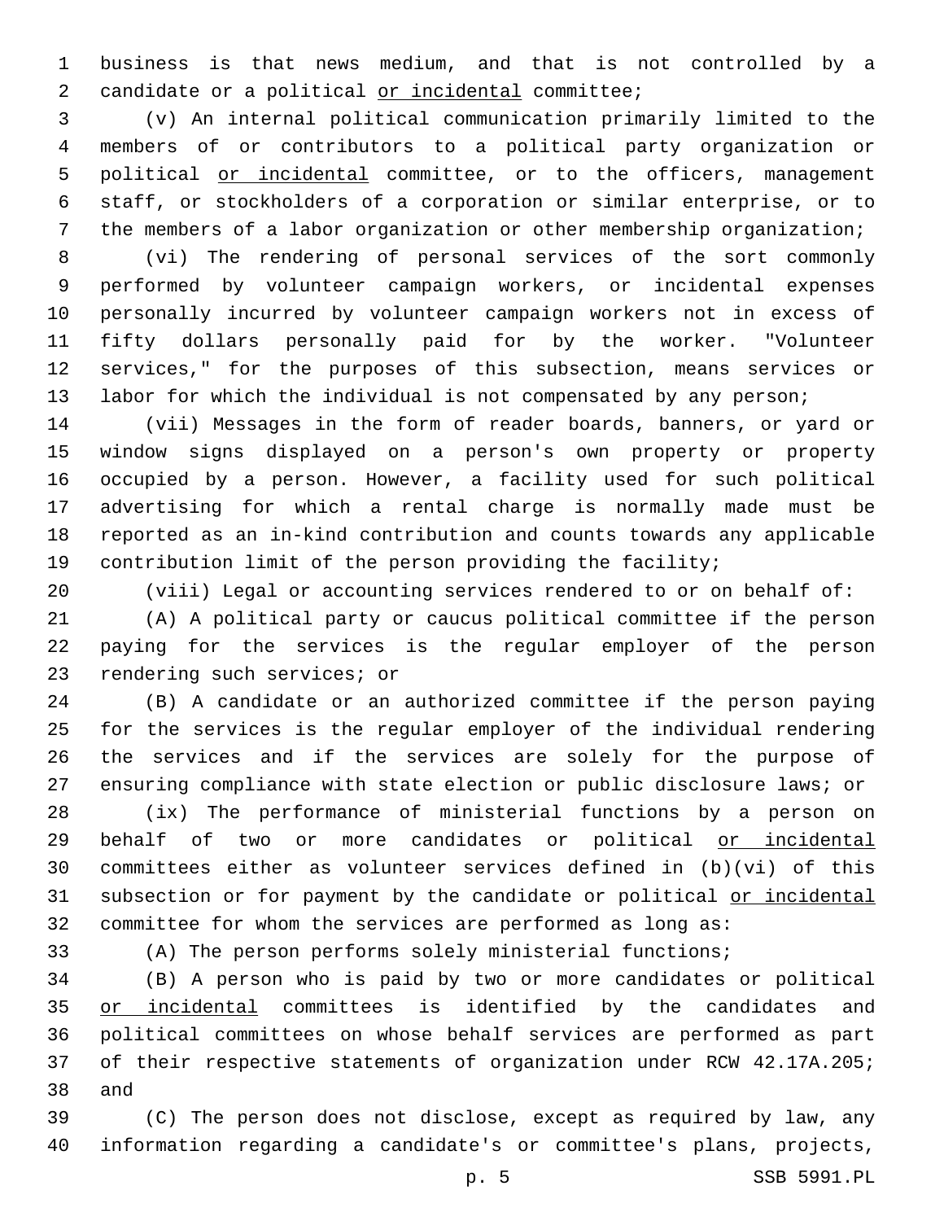business is that news medium, and that is not controlled by a candidate or a political <u>or incidental</u> committee;

(v) An internal political communication primarily limited to the members of or contributors to a political party organization or political <u>or incidental</u> committee, or to the officers, management staff, or stockholders of a corporation or similar enterprise, or to the members of a labor organization or other membership organization;

(vi) The rendering of personal services of the sort commonly performed by volunteer campaign workers, or incidental expenses personally incurred by volunteer campaign workers not in excess of fifty dollars personally paid for by the worker. "Volunteer services," for the purposes of this subsection, means services or labor for which the individual is not compensated by any person;

(vii) Messages in the form of reader boards, banners, or yard or window signs displayed on a person's own property or property occupied by a person. However, a facility used for such political advertising for which a rental charge is normally made must be reported as an in-kind contribution and counts towards any applicable contribution limit of the person providing the facility;

(viii) Legal or accounting services rendered to or on behalf of:

(A) A political party or caucus political committee if the person paying for the services is the regular employer of the person rendering such services; or

(B) A candidate or an authorized committee if the person paying for the services is the regular employer of the individual rendering the services and if the services are solely for the purpose of ensuring compliance with state election or public disclosure laws; or

(ix) The performance of ministerial functions by a person on behalf of two or more candidates or political <u>or incidental</u> committees either as volunteer services defined in (b)(vi) of this subsection or for payment by the candidate or political <u>or incidental</u> committee for whom the services are performed as long as:

(A) The person performs solely ministerial functions;

(B) A person who is paid by two or more candidates or political <u>or incidental</u> committees is identified by the candidates and political committees on whose behalf services are performed as part of their respective statements of organization under RCW 42.17A.205; and

(C) The person does not disclose, except as required by law, any information regarding a candidate's or committee's plans, projects,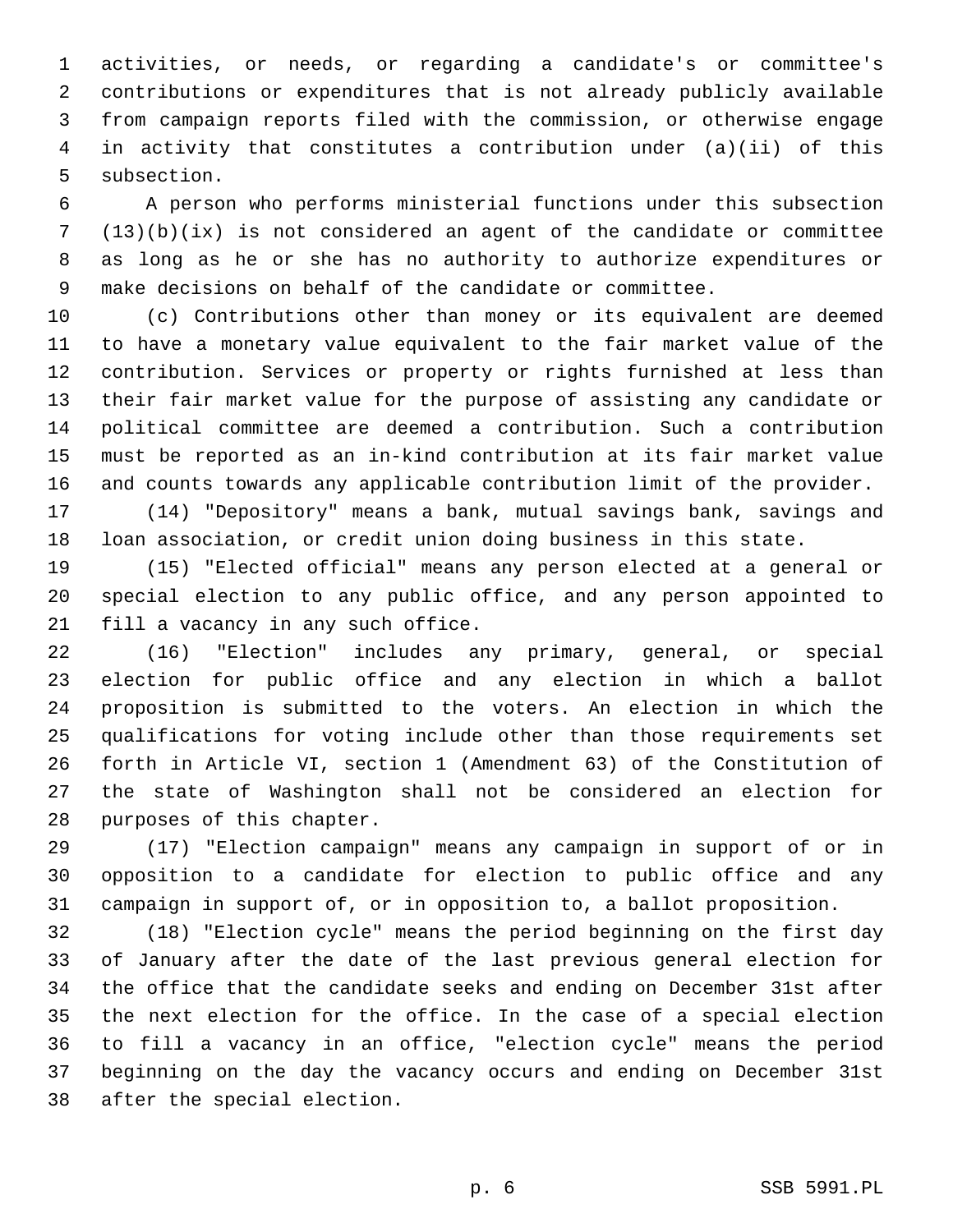activities, or needs, or regarding a candidate's or committee's contributions or expenditures that is not already publicly available from campaign reports filed with the commission, or otherwise engage in activity that constitutes a contribution under (a)(ii) of this subsection.

A person who performs ministerial functions under this subsection (13)(b)(ix) is not considered an agent of the candidate or committee as long as he or she has no authority to authorize expenditures or make decisions on behalf of the candidate or committee.

(c) Contributions other than money or its equivalent are deemed to have a monetary value equivalent to the fair market value of the contribution. Services or property or rights furnished at less than their fair market value for the purpose of assisting any candidate or political committee are deemed a contribution. Such a contribution must be reported as an in-kind contribution at its fair market value and counts towards any applicable contribution limit of the provider.

(14) "Depository" means a bank, mutual savings bank, savings and loan association, or credit union doing business in this state.

(15) "Elected official" means any person elected at a general or special election to any public office, and any person appointed to fill a vacancy in any such office.

(16) "Election" includes any primary, general, or special election for public office and any election in which a ballot proposition is submitted to the voters. An election in which the qualifications for voting include other than those requirements set forth in Article VI, section 1 (Amendment 63) of the Constitution of the state of Washington shall not be considered an election for purposes of this chapter.

(17) "Election campaign" means any campaign in support of or in opposition to a candidate for election to public office and any campaign in support of, or in opposition to, a ballot proposition.

(18) "Election cycle" means the period beginning on the first day of January after the date of the last previous general election for the office that the candidate seeks and ending on December 31st after the next election for the office. In the case of a special election to fill a vacancy in an office, "election cycle" means the period beginning on the day the vacancy occurs and ending on December 31st after the special election.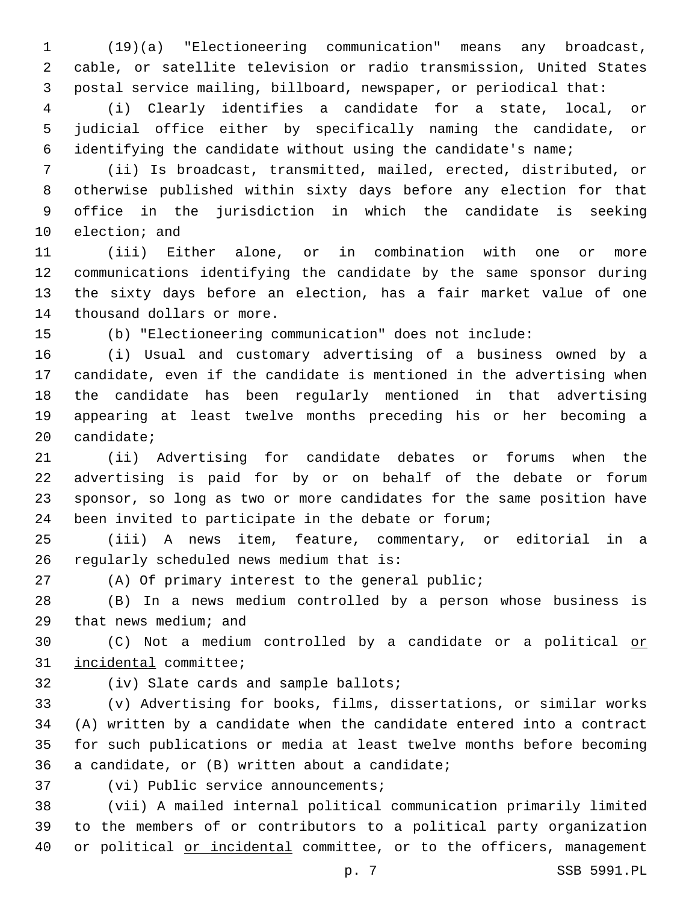(19)(a) "Electioneering communication" means any broadcast, cable, or satellite television or radio transmission, United States postal service mailing, billboard, newspaper, or periodical that:

(i) Clearly identifies a candidate for a state, local, or judicial office either by specifically naming the candidate, or identifying the candidate without using the candidate's name;

(ii) Is broadcast, transmitted, mailed, erected, distributed, or otherwise published within sixty days before any election for that office in the jurisdiction in which the candidate is seeking election; and

(iii) Either alone, or in combination with one or more communications identifying the candidate by the same sponsor during the sixty days before an election, has a fair market value of one thousand dollars or more.

(b) "Electioneering communication" does not include:

(i) Usual and customary advertising of a business owned by a candidate, even if the candidate is mentioned in the advertising when the candidate has been regularly mentioned in that advertising appearing at least twelve months preceding his or her becoming a candidate;

(ii) Advertising for candidate debates or forums when the advertising is paid for by or on behalf of the debate or forum sponsor, so long as two or more candidates for the same position have been invited to participate in the debate or forum;

(iii) A news item, feature, commentary, or editorial in a regularly scheduled news medium that is:

(A) Of primary interest to the general public;

(B) In a news medium controlled by a person whose business is that news medium; and

(C) Not a medium controlled by a candidate or a political <u>or incidental</u> committee;

(iv) Slate cards and sample ballots;

(v) Advertising for books, films, dissertations, or similar works (A) written by a candidate when the candidate entered into a contract for such publications or media at least twelve months before becoming a candidate, or (B) written about a candidate;

(vi) Public service announcements;

(vii) A mailed internal political communication primarily limited to the members of or contributors to a political party organization or political <u>or incidental</u> committee, or to the officers, management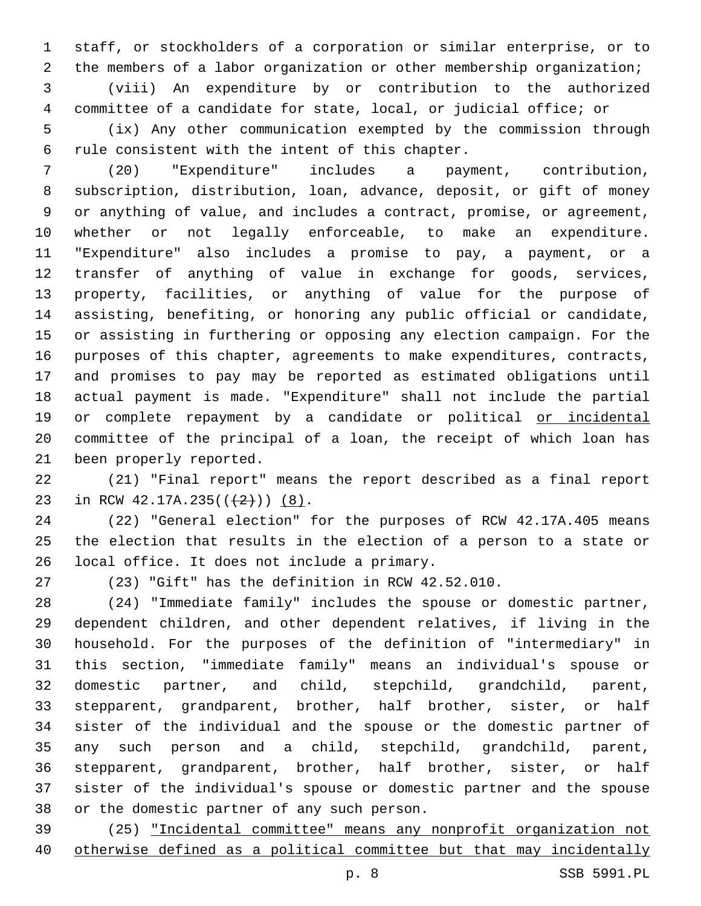staff, or stockholders of a corporation or similar enterprise, or to the members of a labor organization or other membership organization;

(viii) An expenditure by or contribution to the authorized committee of a candidate for state, local, or judicial office; or

(ix) Any other communication exempted by the commission through rule consistent with the intent of this chapter.

(20) "Expenditure" includes a payment, contribution, subscription, distribution, loan, advance, deposit, or gift of money or anything of value, and includes a contract, promise, or agreement, whether or not legally enforceable, to make an expenditure. "Expenditure" also includes a promise to pay, a payment, or a transfer of anything of value in exchange for goods, services, property, facilities, or anything of value for the purpose of assisting, benefiting, or honoring any public official or candidate, or assisting in furthering or opposing any election campaign. For the purposes of this chapter, agreements to make expenditures, contracts, and promises to pay may be reported as estimated obligations until actual payment is made. "Expenditure" shall not include the partial or complete repayment by a candidate or political <u>or incidental</u> committee of the principal of a loan, the receipt of which loan has been properly reported.

(21) "Final report" means the report described as a final report in RCW 42.17A.235((~~(2)~~)) <u>(8)</u>.

(22) "General election" for the purposes of RCW 42.17A.405 means the election that results in the election of a person to a state or local office. It does not include a primary.

(23) "Gift" has the definition in RCW 42.52.010.

(24) "Immediate family" includes the spouse or domestic partner, dependent children, and other dependent relatives, if living in the household. For the purposes of the definition of "intermediary" in this section, "immediate family" means an individual's spouse or domestic partner, and child, stepchild, grandchild, parent, stepparent, grandparent, brother, half brother, sister, or half sister of the individual and the spouse or the domestic partner of any such person and a child, stepchild, grandchild, parent, stepparent, grandparent, brother, half brother, sister, or half sister of the individual's spouse or domestic partner and the spouse or the domestic partner of any such person.

(25) <u>"Incidental committee" means any nonprofit organization not otherwise defined as a political committee but that may incidentally</u>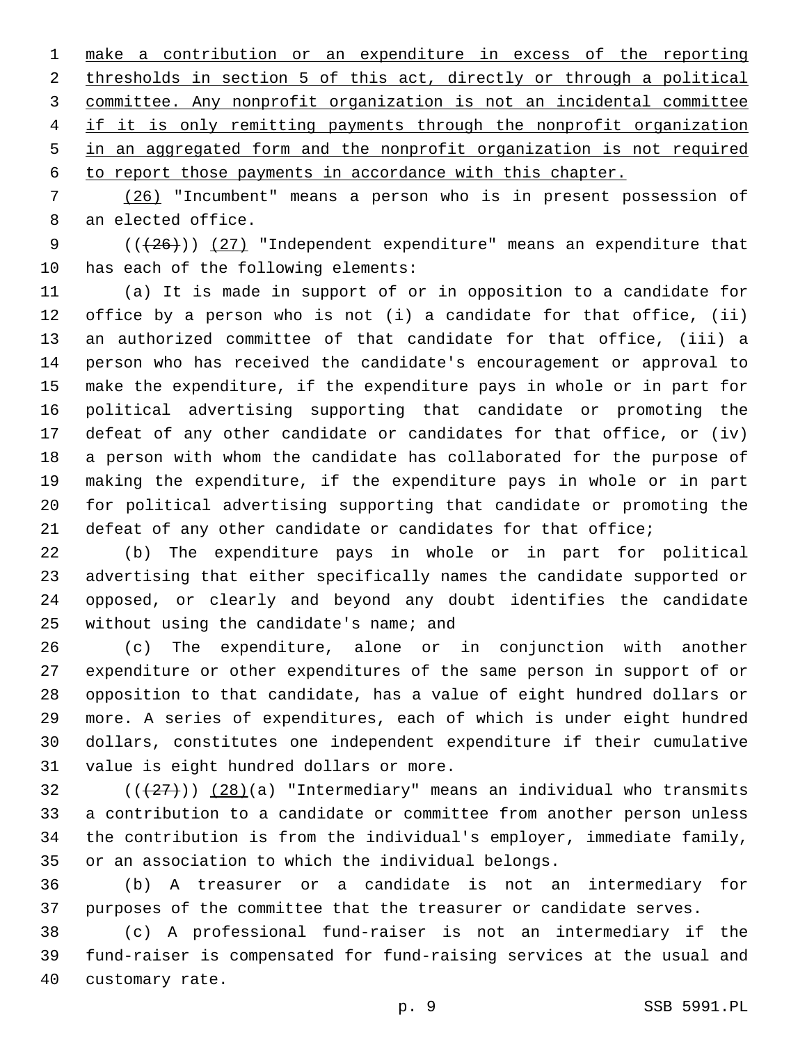make a contribution or an expenditure in excess of the reporting thresholds in section 5 of this act, directly or through a political committee. Any nonprofit organization is not an incidental committee if it is only remitting payments through the nonprofit organization in an aggregated form and the nonprofit organization is not required to report those payments in accordance with this chapter.

(26) "Incumbent" means a person who is in present possession of an elected office.

((~~(26)~~)) (27) "Independent expenditure" means an expenditure that has each of the following elements:

(a) It is made in support of or in opposition to a candidate for office by a person who is not (i) a candidate for that office, (ii) an authorized committee of that candidate for that office, (iii) a person who has received the candidate's encouragement or approval to make the expenditure, if the expenditure pays in whole or in part for political advertising supporting that candidate or promoting the defeat of any other candidate or candidates for that office, or (iv) a person with whom the candidate has collaborated for the purpose of making the expenditure, if the expenditure pays in whole or in part for political advertising supporting that candidate or promoting the defeat of any other candidate or candidates for that office;

(b) The expenditure pays in whole or in part for political advertising that either specifically names the candidate supported or opposed, or clearly and beyond any doubt identifies the candidate without using the candidate's name; and

(c) The expenditure, alone or in conjunction with another expenditure or other expenditures of the same person in support of or opposition to that candidate, has a value of eight hundred dollars or more. A series of expenditures, each of which is under eight hundred dollars, constitutes one independent expenditure if their cumulative value is eight hundred dollars or more.

((~~(27)~~)) (28)(a) "Intermediary" means an individual who transmits a contribution to a candidate or committee from another person unless the contribution is from the individual's employer, immediate family, or an association to which the individual belongs.

(b) A treasurer or a candidate is not an intermediary for purposes of the committee that the treasurer or candidate serves.

(c) A professional fund-raiser is not an intermediary if the fund-raiser is compensated for fund-raising services at the usual and customary rate.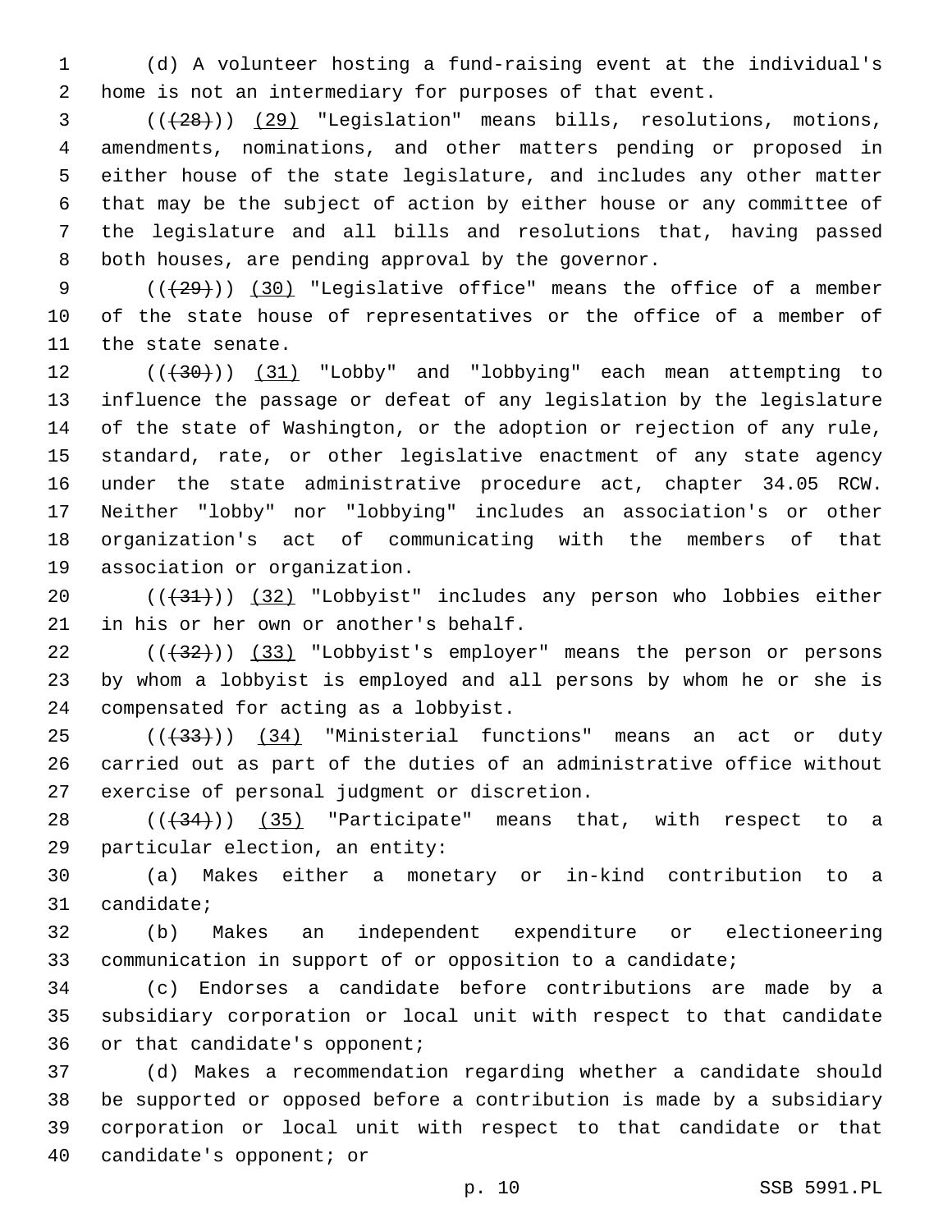(d) A volunteer hosting a fund-raising event at the individual's home is not an intermediary for purposes of that event.

(((28))) (29) "Legislation" means bills, resolutions, motions, amendments, nominations, and other matters pending or proposed in either house of the state legislature, and includes any other matter that may be the subject of action by either house or any committee of the legislature and all bills and resolutions that, having passed both houses, are pending approval by the governor.

(((29))) (30) "Legislative office" means the office of a member of the state house of representatives or the office of a member of the state senate.

(((30))) (31) "Lobby" and "lobbying" each mean attempting to influence the passage or defeat of any legislation by the legislature of the state of Washington, or the adoption or rejection of any rule, standard, rate, or other legislative enactment of any state agency under the state administrative procedure act, chapter 34.05 RCW. Neither "lobby" nor "lobbying" includes an association's or other organization's act of communicating with the members of that association or organization.

(((31))) (32) "Lobbyist" includes any person who lobbies either in his or her own or another's behalf.

(((32))) (33) "Lobbyist's employer" means the person or persons by whom a lobbyist is employed and all persons by whom he or she is compensated for acting as a lobbyist.

(((33))) (34) "Ministerial functions" means an act or duty carried out as part of the duties of an administrative office without exercise of personal judgment or discretion.

(((34))) (35) "Participate" means that, with respect to a particular election, an entity:

(a) Makes either a monetary or in-kind contribution to a candidate;

(b) Makes an independent expenditure or electioneering communication in support of or opposition to a candidate;

(c) Endorses a candidate before contributions are made by a subsidiary corporation or local unit with respect to that candidate or that candidate's opponent;

(d) Makes a recommendation regarding whether a candidate should be supported or opposed before a contribution is made by a subsidiary corporation or local unit with respect to that candidate or that candidate's opponent; or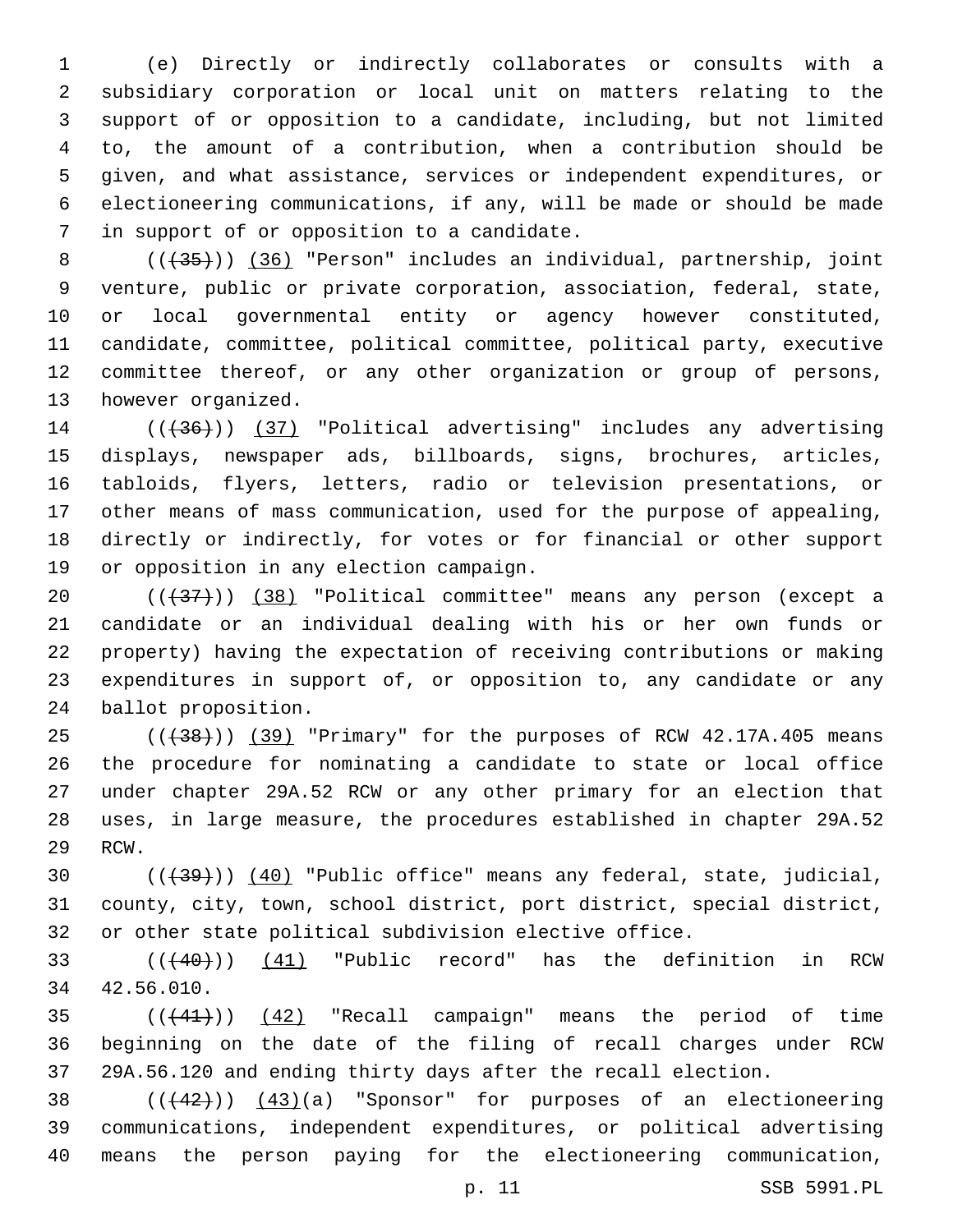(e) Directly or indirectly collaborates or consults with a subsidiary corporation or local unit on matters relating to the support of or opposition to a candidate, including, but not limited to, the amount of a contribution, when a contribution should be given, and what assistance, services or independent expenditures, or electioneering communications, if any, will be made or should be made in support of or opposition to a candidate.

(((35))) (36) "Person" includes an individual, partnership, joint venture, public or private corporation, association, federal, state, or local governmental entity or agency however constituted, candidate, committee, political committee, political party, executive committee thereof, or any other organization or group of persons, however organized.

(((36))) (37) "Political advertising" includes any advertising displays, newspaper ads, billboards, signs, brochures, articles, tabloids, flyers, letters, radio or television presentations, or other means of mass communication, used for the purpose of appealing, directly or indirectly, for votes or for financial or other support or opposition in any election campaign.

(((37))) (38) "Political committee" means any person (except a candidate or an individual dealing with his or her own funds or property) having the expectation of receiving contributions or making expenditures in support of, or opposition to, any candidate or any ballot proposition.

(((38))) (39) "Primary" for the purposes of RCW 42.17A.405 means the procedure for nominating a candidate to state or local office under chapter 29A.52 RCW or any other primary for an election that uses, in large measure, the procedures established in chapter 29A.52 RCW.

(((39))) (40) "Public office" means any federal, state, judicial, county, city, town, school district, port district, special district, or other state political subdivision elective office.

(((40))) (41) "Public record" has the definition in RCW 42.56.010.

(((41))) (42) "Recall campaign" means the period of time beginning on the date of the filing of recall charges under RCW 29A.56.120 and ending thirty days after the recall election.

(((42))) (43)(a) "Sponsor" for purposes of an electioneering communications, independent expenditures, or political advertising means the person paying for the electioneering communication,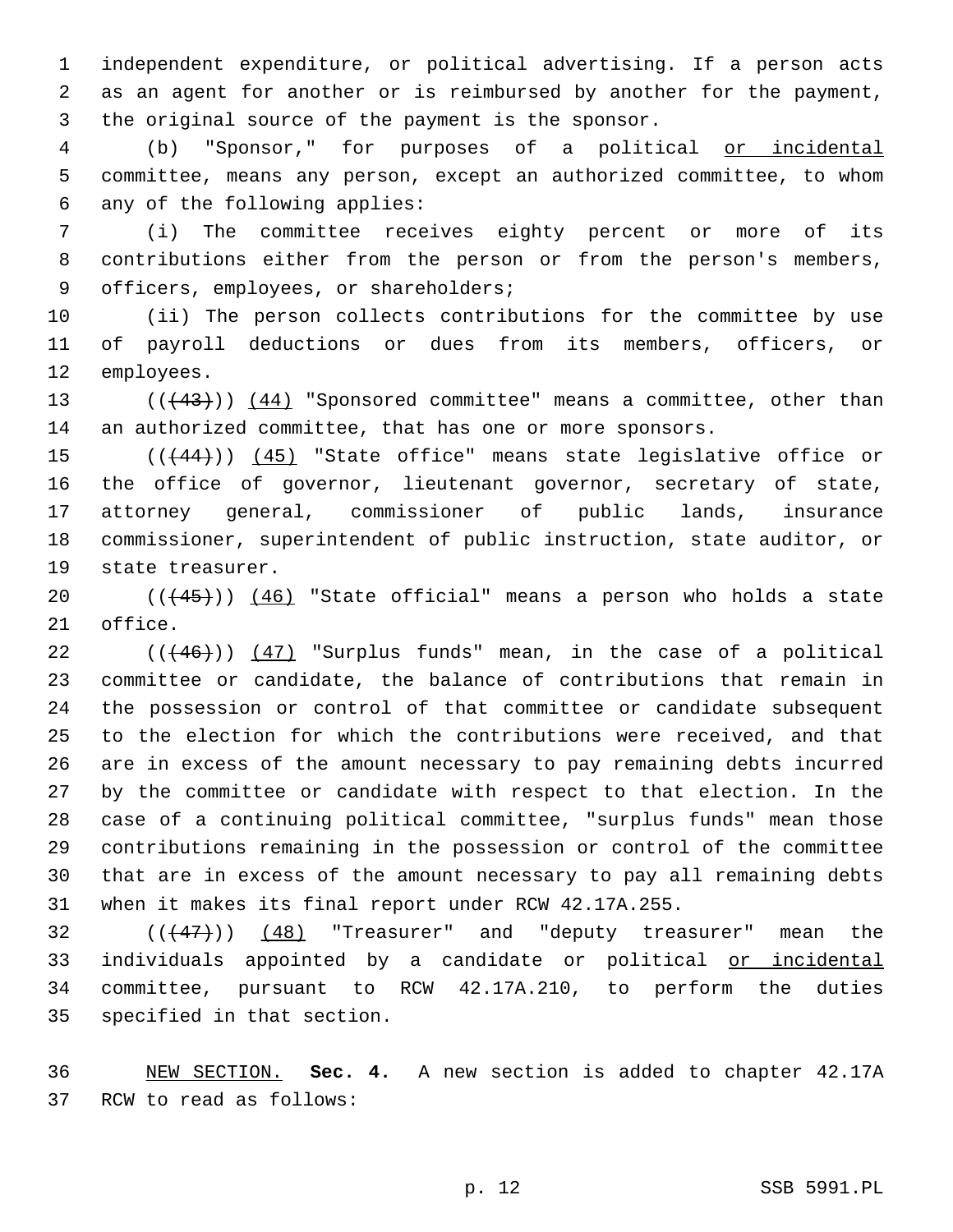independent expenditure, or political advertising. If a person acts as an agent for another or is reimbursed by another for the payment, the original source of the payment is the sponsor.

(b) "Sponsor," for purposes of a political or incidental committee, means any person, except an authorized committee, to whom any of the following applies:

(i) The committee receives eighty percent or more of its contributions either from the person or from the person's members, officers, employees, or shareholders;

(ii) The person collects contributions for the committee by use of payroll deductions or dues from its members, officers, or employees.

~~((43))~~ (44) "Sponsored committee" means a committee, other than an authorized committee, that has one or more sponsors.

~~((44))~~ (45) "State office" means state legislative office or the office of governor, lieutenant governor, secretary of state, attorney general, commissioner of public lands, insurance commissioner, superintendent of public instruction, state auditor, or state treasurer.

~~((45))~~ (46) "State official" means a person who holds a state office.

~~((46))~~ (47) "Surplus funds" mean, in the case of a political committee or candidate, the balance of contributions that remain in the possession or control of that committee or candidate subsequent to the election for which the contributions were received, and that are in excess of the amount necessary to pay remaining debts incurred by the committee or candidate with respect to that election. In the case of a continuing political committee, "surplus funds" mean those contributions remaining in the possession or control of the committee that are in excess of the amount necessary to pay all remaining debts when it makes its final report under RCW 42.17A.255.

~~((47))~~ (48) "Treasurer" and "deputy treasurer" mean the individuals appointed by a candidate or political or incidental committee, pursuant to RCW 42.17A.210, to perform the duties specified in that section.

NEW SECTION. **Sec. 4.** A new section is added to chapter 42.17A RCW to read as follows: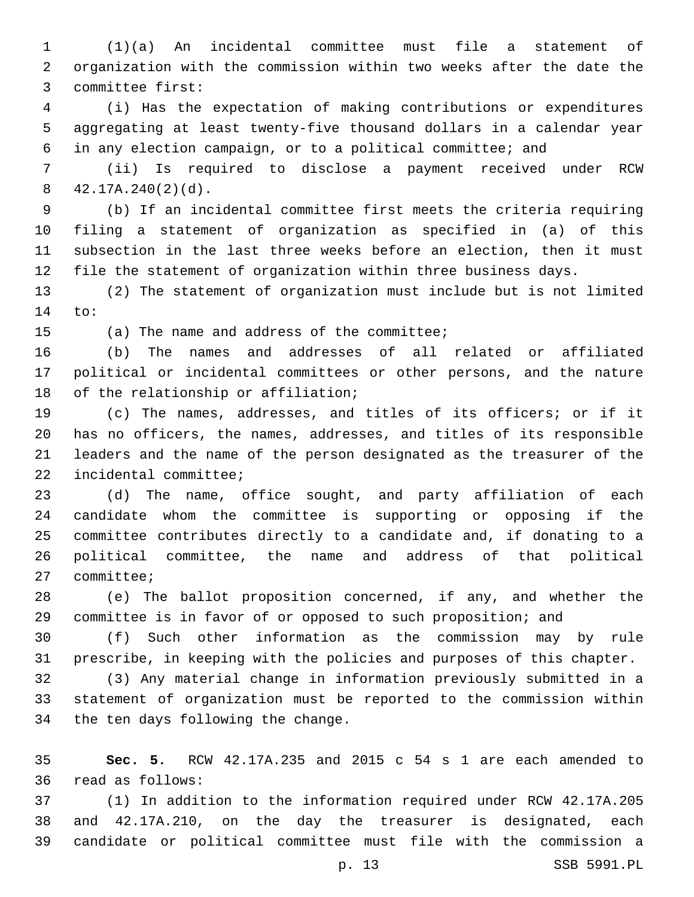(1)(a) An incidental committee must file a statement of organization with the commission within two weeks after the date the committee first:

(i) Has the expectation of making contributions or expenditures aggregating at least twenty-five thousand dollars in a calendar year in any election campaign, or to a political committee; and

(ii) Is required to disclose a payment received under RCW 42.17A.240(2)(d).

(b) If an incidental committee first meets the criteria requiring filing a statement of organization as specified in (a) of this subsection in the last three weeks before an election, then it must file the statement of organization within three business days.

(2) The statement of organization must include but is not limited to:

(a) The name and address of the committee;

(b) The names and addresses of all related or affiliated political or incidental committees or other persons, and the nature of the relationship or affiliation;

(c) The names, addresses, and titles of its officers; or if it has no officers, the names, addresses, and titles of its responsible leaders and the name of the person designated as the treasurer of the incidental committee;

(d) The name, office sought, and party affiliation of each candidate whom the committee is supporting or opposing if the committee contributes directly to a candidate and, if donating to a political committee, the name and address of that political committee;

(e) The ballot proposition concerned, if any, and whether the committee is in favor of or opposed to such proposition; and

(f) Such other information as the commission may by rule prescribe, in keeping with the policies and purposes of this chapter.

(3) Any material change in information previously submitted in a statement of organization must be reported to the commission within the ten days following the change.

**Sec. 5.** RCW 42.17A.235 and 2015 c 54 s 1 are each amended to read as follows:

(1) In addition to the information required under RCW 42.17A.205 and 42.17A.210, on the day the treasurer is designated, each candidate or political committee must file with the commission a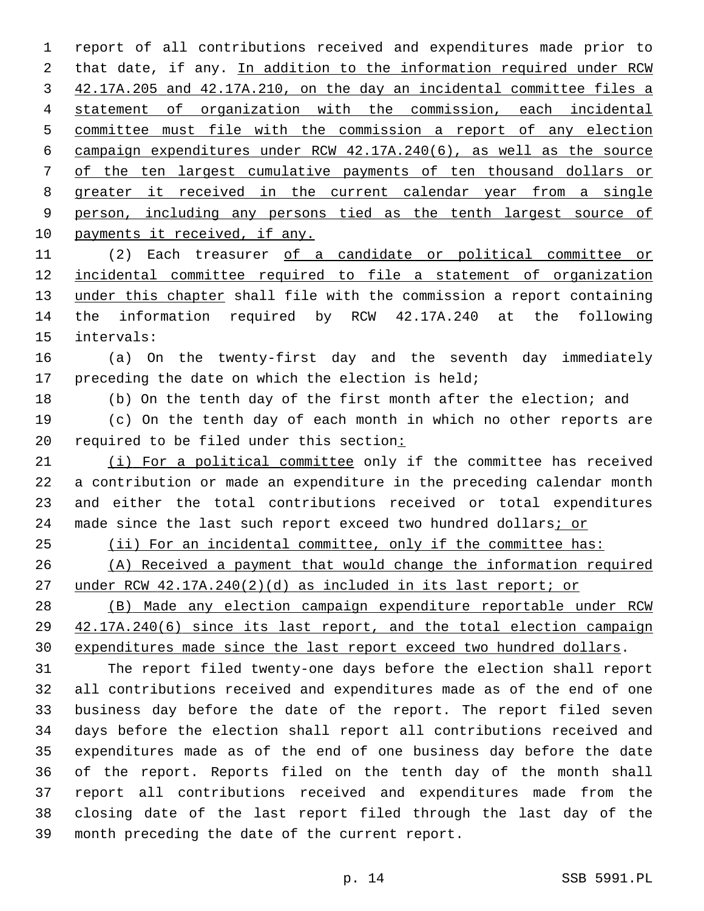report of all contributions received and expenditures made prior to that date, if any. <u>In addition to the information required under RCW 42.17A.205 and 42.17A.210, on the day an incidental committee files a statement of organization with the commission, each incidental committee must file with the commission a report of any election campaign expenditures under RCW 42.17A.240(6), as well as the source of the ten largest cumulative payments of ten thousand dollars or greater it received in the current calendar year from a single person, including any persons tied as the tenth largest source of payments it received, if any.</u>

(2) Each treasurer <u>of a candidate or political committee or incidental committee required to file a statement of organization under this chapter</u> shall file with the commission a report containing the information required by RCW 42.17A.240 at the following intervals:

(a) On the twenty-first day and the seventh day immediately preceding the date on which the election is held;

(b) On the tenth day of the first month after the election; and

(c) On the tenth day of each month in which no other reports are required to be filed under this section<u>:</u>

<u>(i) For a political committee</u> only if the committee has received a contribution or made an expenditure in the preceding calendar month and either the total contributions received or total expenditures made since the last such report exceed two hundred dollars<u>; or</u>

<u>(ii) For an incidental committee, only if the committee has:</u>

<u>(A) Received a payment that would change the information required under RCW 42.17A.240(2)(d) as included in its last report; or</u>

<u>(B) Made any election campaign expenditure reportable under RCW 42.17A.240(6) since its last report, and the total election campaign expenditures made since the last report exceed two hundred dollars</u>.

The report filed twenty-one days before the election shall report all contributions received and expenditures made as of the end of one business day before the date of the report. The report filed seven days before the election shall report all contributions received and expenditures made as of the end of one business day before the date of the report. Reports filed on the tenth day of the month shall report all contributions received and expenditures made from the closing date of the last report filed through the last day of the month preceding the date of the current report.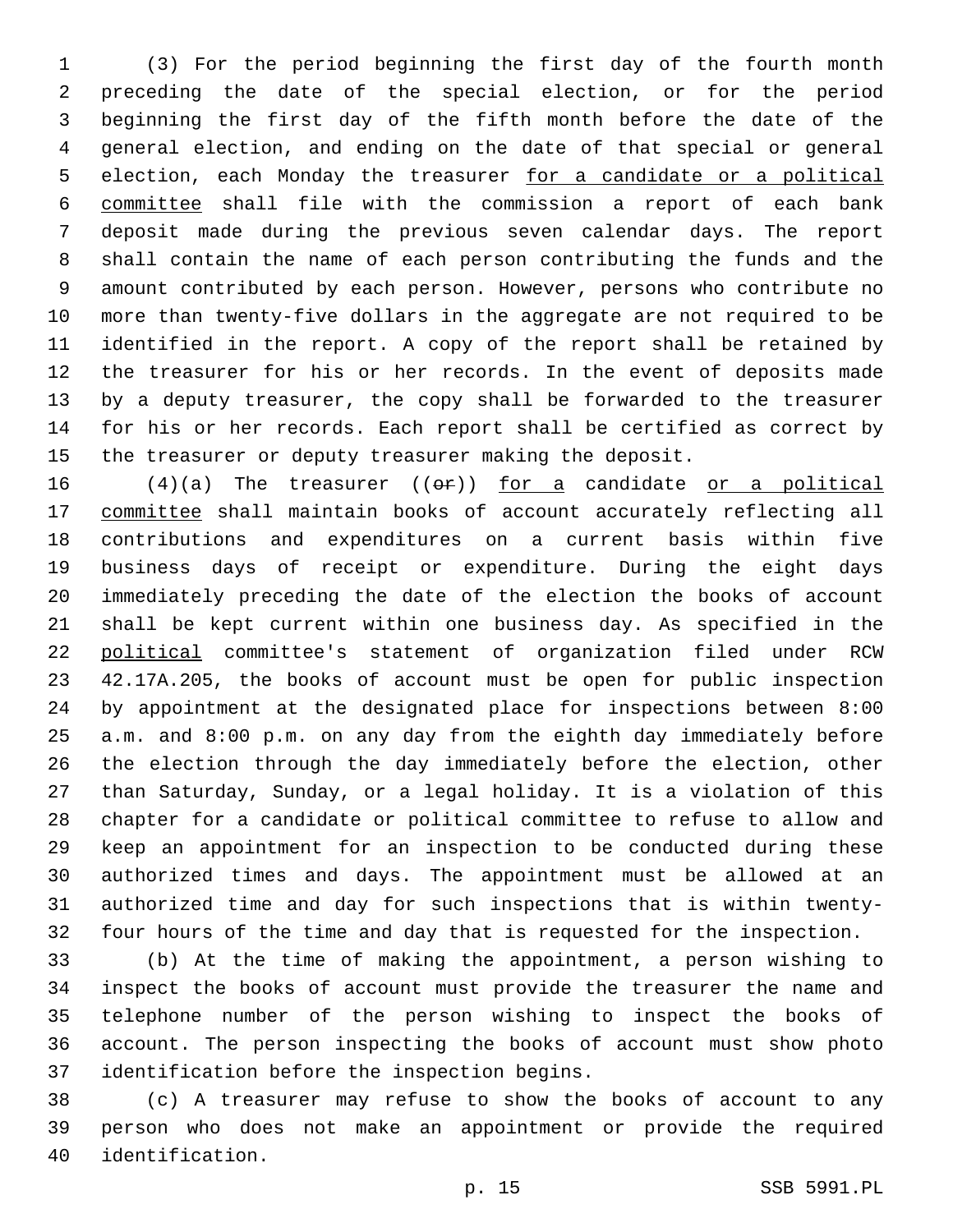(3) For the period beginning the first day of the fourth month preceding the date of the special election, or for the period beginning the first day of the fifth month before the date of the general election, and ending on the date of that special or general election, each Monday the treasurer <u>for a candidate or a political committee</u> shall file with the commission a report of each bank deposit made during the previous seven calendar days. The report shall contain the name of each person contributing the funds and the amount contributed by each person. However, persons who contribute no more than twenty-five dollars in the aggregate are not required to be identified in the report. A copy of the report shall be retained by the treasurer for his or her records. In the event of deposits made by a deputy treasurer, the copy shall be forwarded to the treasurer for his or her records. Each report shall be certified as correct by the treasurer or deputy treasurer making the deposit.

(4)(a) The treasurer ((~~or~~)) <u>for a</u> candidate <u>or a political committee</u> shall maintain books of account accurately reflecting all contributions and expenditures on a current basis within five business days of receipt or expenditure. During the eight days immediately preceding the date of the election the books of account shall be kept current within one business day. As specified in the <u>political</u> committee's statement of organization filed under RCW 42.17A.205, the books of account must be open for public inspection by appointment at the designated place for inspections between 8:00 a.m. and 8:00 p.m. on any day from the eighth day immediately before the election through the day immediately before the election, other than Saturday, Sunday, or a legal holiday. It is a violation of this chapter for a candidate or political committee to refuse to allow and keep an appointment for an inspection to be conducted during these authorized times and days. The appointment must be allowed at an authorized time and day for such inspections that is within twenty-four hours of the time and day that is requested for the inspection.

(b) At the time of making the appointment, a person wishing to inspect the books of account must provide the treasurer the name and telephone number of the person wishing to inspect the books of account. The person inspecting the books of account must show photo identification before the inspection begins.

(c) A treasurer may refuse to show the books of account to any person who does not make an appointment or provide the required identification.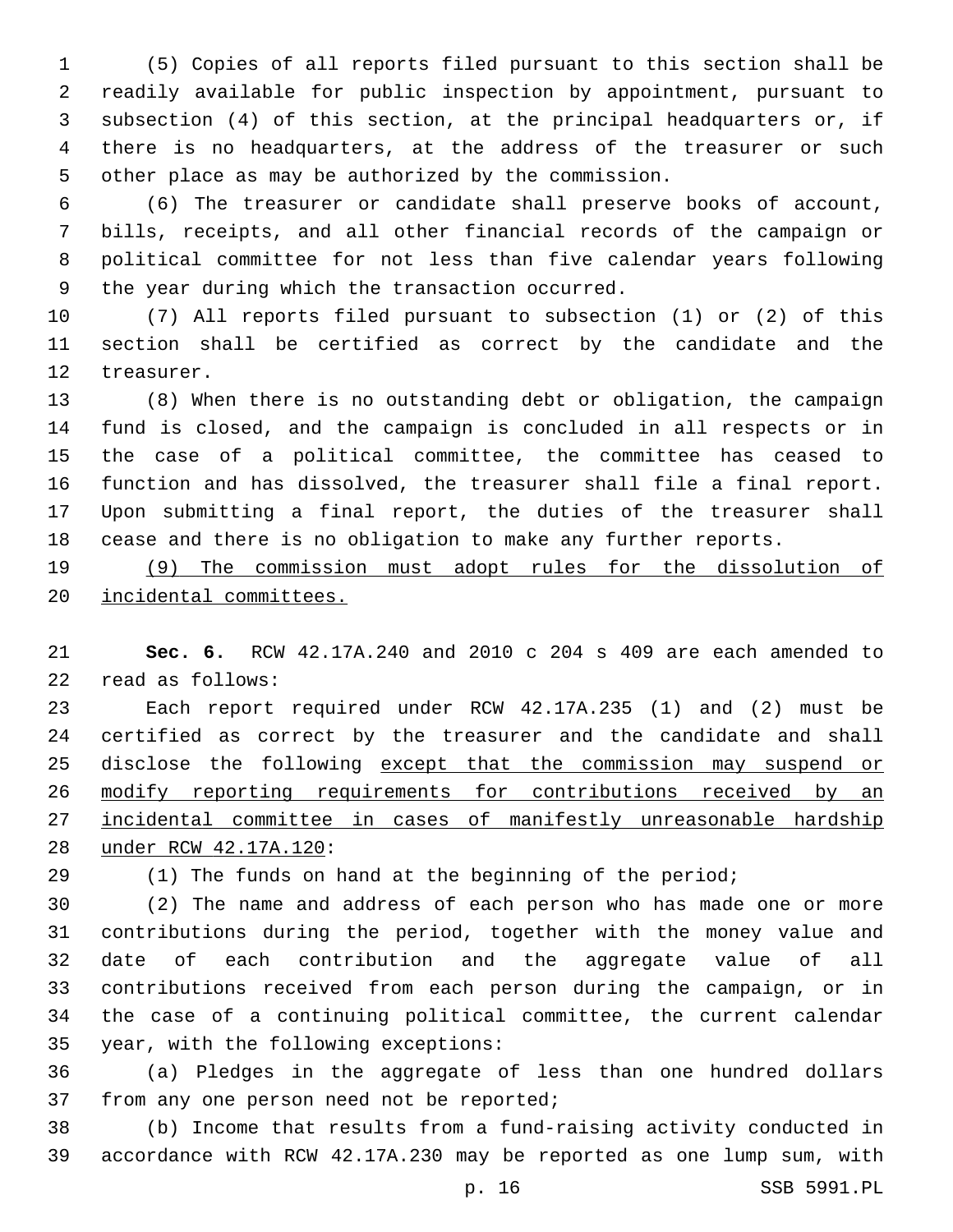(5) Copies of all reports filed pursuant to this section shall be readily available for public inspection by appointment, pursuant to subsection (4) of this section, at the principal headquarters or, if there is no headquarters, at the address of the treasurer or such other place as may be authorized by the commission.

(6) The treasurer or candidate shall preserve books of account, bills, receipts, and all other financial records of the campaign or political committee for not less than five calendar years following the year during which the transaction occurred.

(7) All reports filed pursuant to subsection (1) or (2) of this section shall be certified as correct by the candidate and the treasurer.

(8) When there is no outstanding debt or obligation, the campaign fund is closed, and the campaign is concluded in all respects or in the case of a political committee, the committee has ceased to function and has dissolved, the treasurer shall file a final report. Upon submitting a final report, the duties of the treasurer shall cease and there is no obligation to make any further reports.

<u>(9) The commission must adopt rules for the dissolution of incidental committees.</u>

**Sec. 6.** RCW 42.17A.240 and 2010 c 204 s 409 are each amended to read as follows:

Each report required under RCW 42.17A.235 (1) and (2) must be certified as correct by the treasurer and the candidate and shall disclose the following <u>except that the commission may suspend or modify reporting requirements for contributions received by an incidental committee in cases of manifestly unreasonable hardship under RCW 42.17A.120</u>:

(1) The funds on hand at the beginning of the period;

(2) The name and address of each person who has made one or more contributions during the period, together with the money value and date of each contribution and the aggregate value of all contributions received from each person during the campaign, or in the case of a continuing political committee, the current calendar year, with the following exceptions:

(a) Pledges in the aggregate of less than one hundred dollars from any one person need not be reported;

(b) Income that results from a fund-raising activity conducted in accordance with RCW 42.17A.230 may be reported as one lump sum, with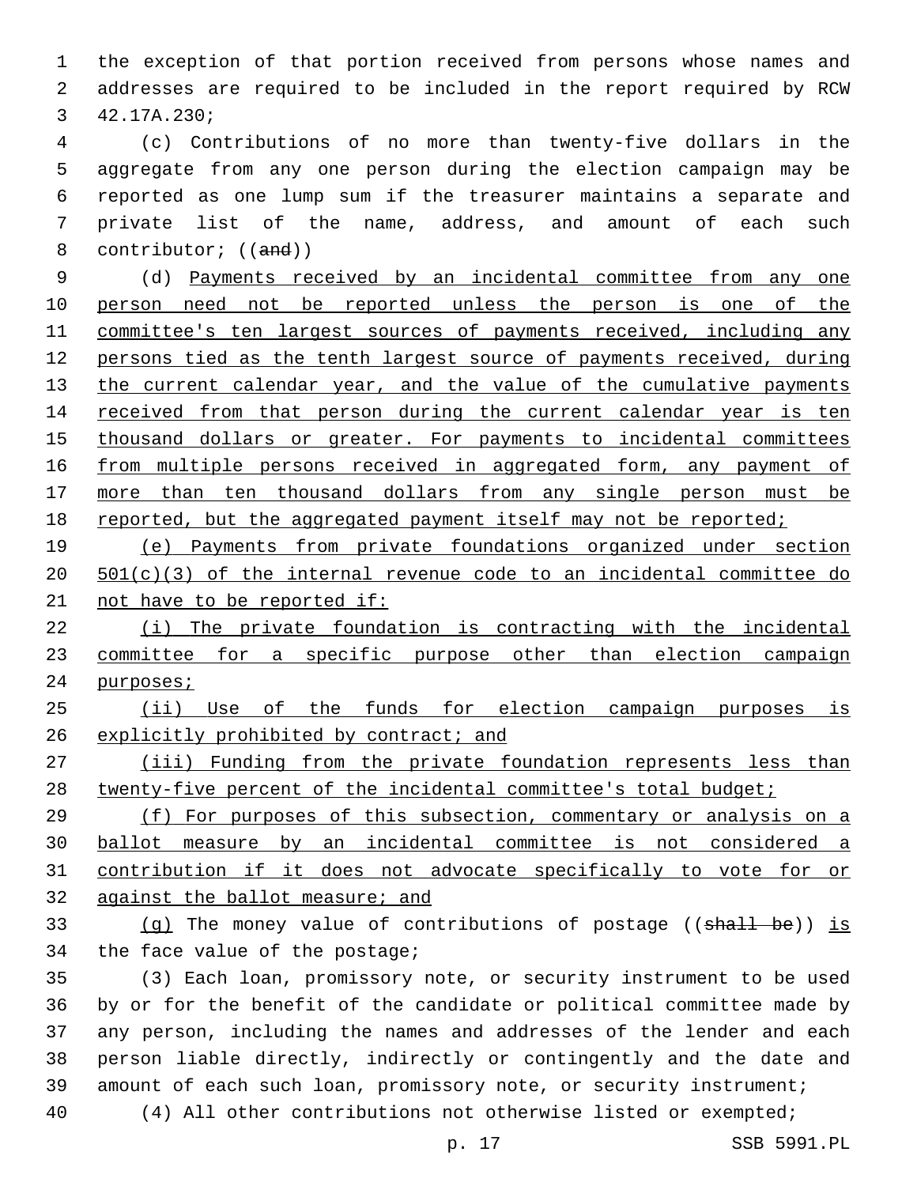the exception of that portion received from persons whose names and addresses are required to be included in the report required by RCW 42.17A.230;

(c) Contributions of no more than twenty-five dollars in the aggregate from any one person during the election campaign may be reported as one lump sum if the treasurer maintains a separate and private list of the name, address, and amount of each such contributor; ((~~and~~))

(d) <u>Payments received by an incidental committee from any one person need not be reported unless the person is one of the committee's ten largest sources of payments received, including any persons tied as the tenth largest source of payments received, during the current calendar year, and the value of the cumulative payments received from that person during the current calendar year is ten thousand dollars or greater. For payments to incidental committees from multiple persons received in aggregated form, any payment of more than ten thousand dollars from any single person must be reported, but the aggregated payment itself may not be reported;</u>

<u>(e) Payments from private foundations organized under section 501(c)(3) of the internal revenue code to an incidental committee do not have to be reported if:</u>

<u>(i) The private foundation is contracting with the incidental committee for a specific purpose other than election campaign purposes;</u>

<u>(ii) Use of the funds for election campaign purposes is explicitly prohibited by contract; and</u>

<u>(iii) Funding from the private foundation represents less than twenty-five percent of the incidental committee's total budget;</u>

<u>(f) For purposes of this subsection, commentary or analysis on a ballot measure by an incidental committee is not considered a contribution if it does not advocate specifically to vote for or against the ballot measure; and</u>

<u>(g)</u> The money value of contributions of postage ((~~shall be~~)) <u>is</u> the face value of the postage;

(3) Each loan, promissory note, or security instrument to be used by or for the benefit of the candidate or political committee made by any person, including the names and addresses of the lender and each person liable directly, indirectly or contingently and the date and amount of each such loan, promissory note, or security instrument;

(4) All other contributions not otherwise listed or exempted;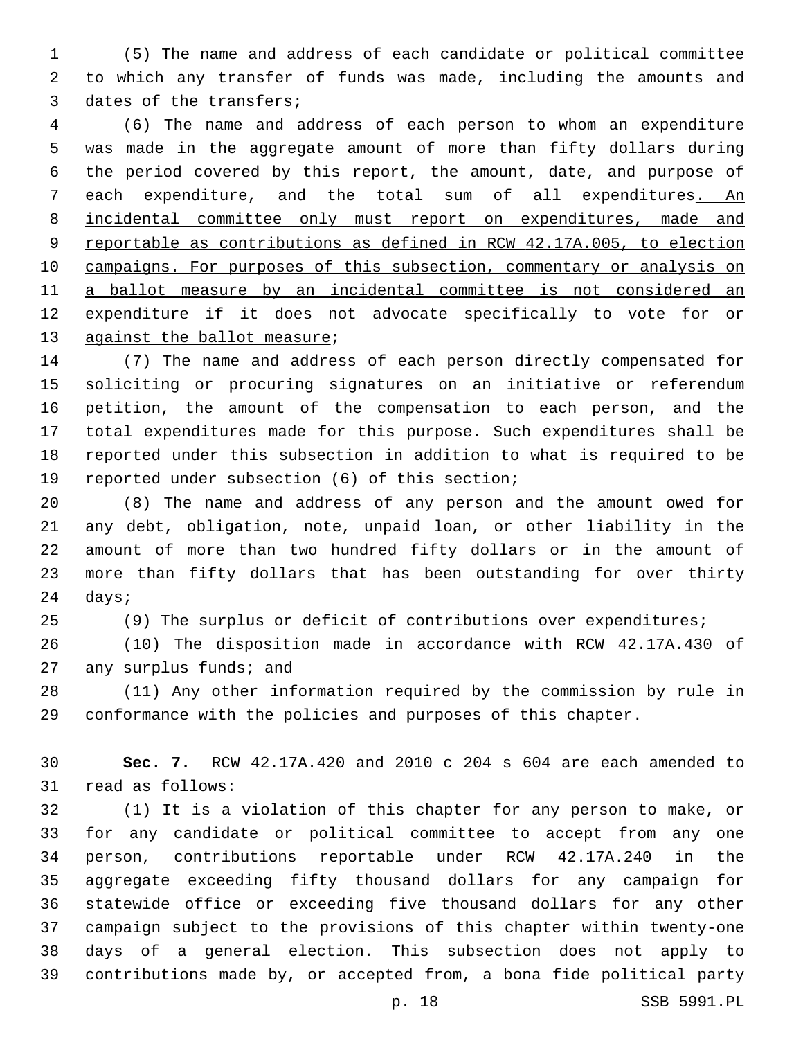(5) The name and address of each candidate or political committee to which any transfer of funds was made, including the amounts and dates of the transfers;

(6) The name and address of each person to whom an expenditure was made in the aggregate amount of more than fifty dollars during the period covered by this report, the amount, date, and purpose of each expenditure, and the total sum of all expenditures<u>. An incidental committee only must report on expenditures, made and reportable as contributions as defined in RCW 42.17A.005, to election campaigns. For purposes of this subsection, commentary or analysis on a ballot measure by an incidental committee is not considered an expenditure if it does not advocate specifically to vote for or against the ballot measure</u>;

(7) The name and address of each person directly compensated for soliciting or procuring signatures on an initiative or referendum petition, the amount of the compensation to each person, and the total expenditures made for this purpose. Such expenditures shall be reported under this subsection in addition to what is required to be reported under subsection (6) of this section;

(8) The name and address of any person and the amount owed for any debt, obligation, note, unpaid loan, or other liability in the amount of more than two hundred fifty dollars or in the amount of more than fifty dollars that has been outstanding for over thirty days;

(9) The surplus or deficit of contributions over expenditures;

(10) The disposition made in accordance with RCW 42.17A.430 of any surplus funds; and

(11) Any other information required by the commission by rule in conformance with the policies and purposes of this chapter.

**Sec. 7.** RCW 42.17A.420 and 2010 c 204 s 604 are each amended to read as follows:

(1) It is a violation of this chapter for any person to make, or for any candidate or political committee to accept from any one person, contributions reportable under RCW 42.17A.240 in the aggregate exceeding fifty thousand dollars for any campaign for statewide office or exceeding five thousand dollars for any other campaign subject to the provisions of this chapter within twenty-one days of a general election. This subsection does not apply to contributions made by, or accepted from, a bona fide political party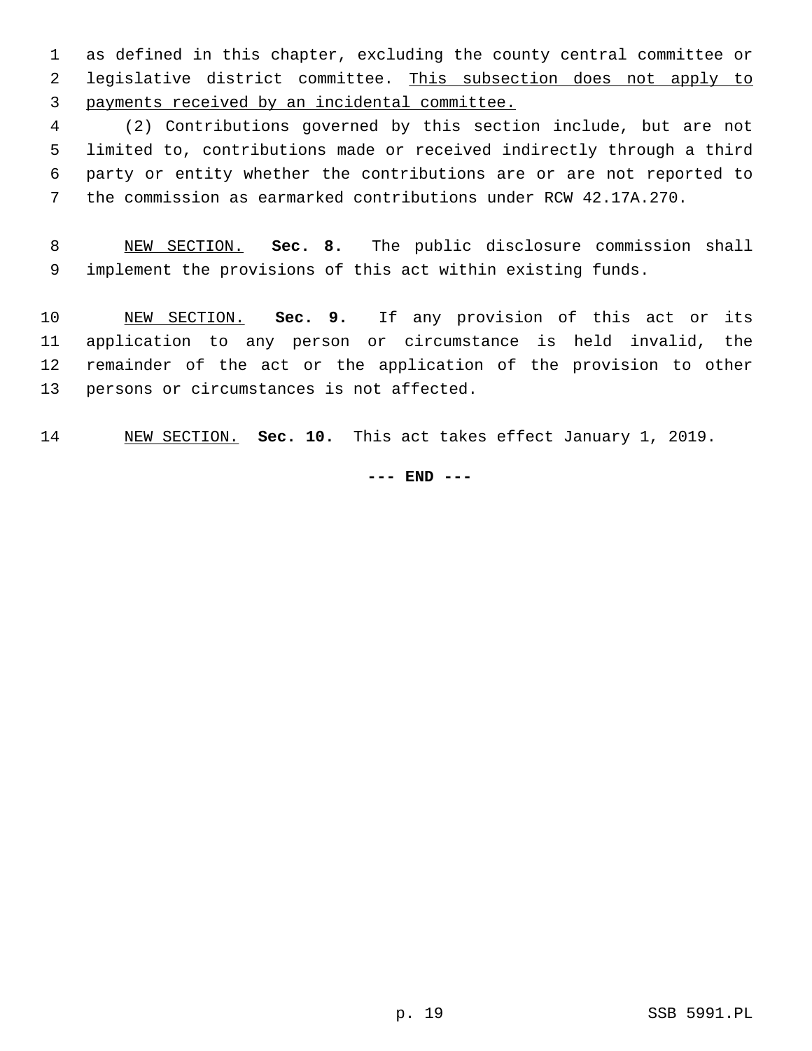as defined in this chapter, excluding the county central committee or legislative district committee. <u>This subsection does not apply to payments received by an incidental committee.</u>

(2) Contributions governed by this section include, but are not limited to, contributions made or received indirectly through a third party or entity whether the contributions are or are not reported to the commission as earmarked contributions under RCW 42.17A.270.

<u>NEW SECTION.</u> **Sec. 8.** The public disclosure commission shall implement the provisions of this act within existing funds.

<u>NEW SECTION.</u> **Sec. 9.** If any provision of this act or its application to any person or circumstance is held invalid, the remainder of the act or the application of the provision to other persons or circumstances is not affected.

<u>NEW SECTION.</u> **Sec. 10.** This act takes effect January 1, 2019.

**--- END ---**